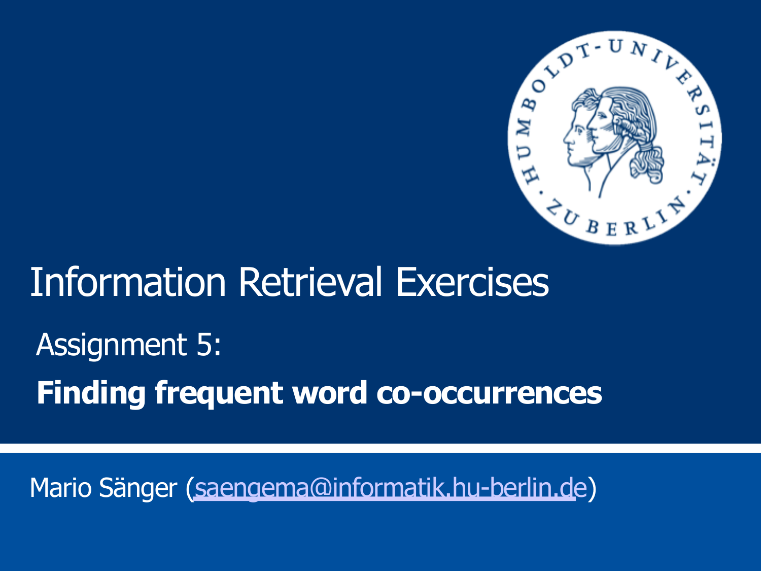# Information Retrieval Exercises

## Assignment 5:

## **Finding frequent word co-occurrences**

Mario Sänger (saengema@informatik.hu-berlin.de)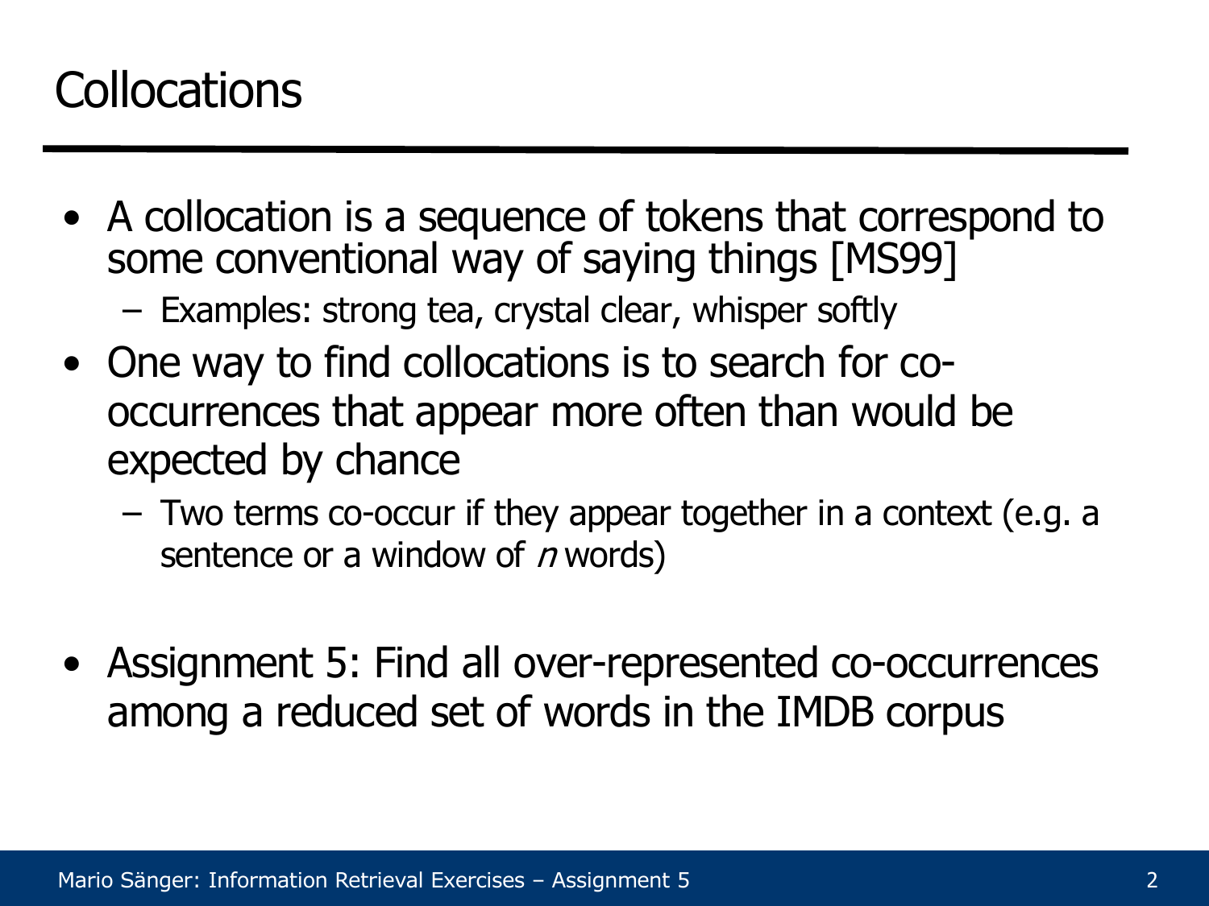# Collocations

- A collocation is a sequence of tokens that correspond to some conventional way of saying things [MS99]
  - Examples: strong tea, crystal clear, whisper softly
- One way to find collocations is to search for co-occurrences that appear more often than would be expected by chance
  - Two terms co-occur if they appear together in a context (e.g. a sentence or a window of *n* words)

- Assignment 5: Find all over-represented co-occurrences among a reduced set of words in the IMDB corpus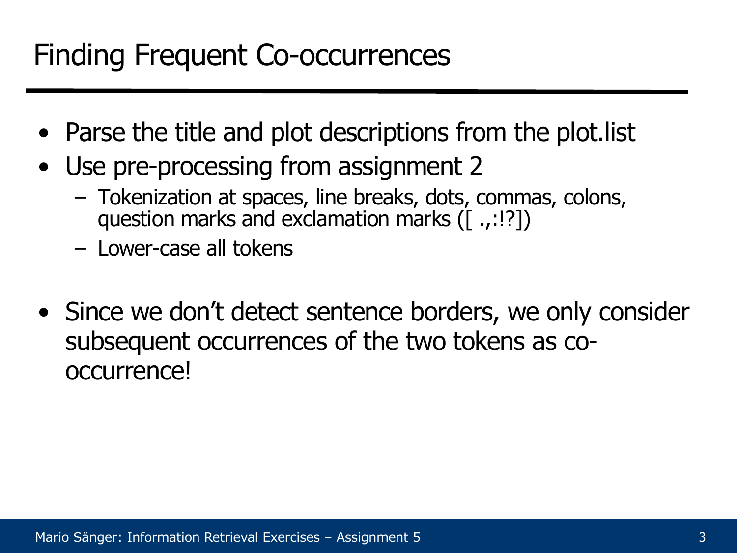# Finding Frequent Co-occurrences

- Parse the title and plot descriptions from the plot.list
- Use pre-processing from assignment 2
  - Tokenization at spaces, line breaks, dots, commas, colons, question marks and exclamation marks ([ .,:!?])
  - Lower-case all tokens

- Since we don't detect sentence borders, we only consider subsequent occurrences of the two tokens as co-occurrence!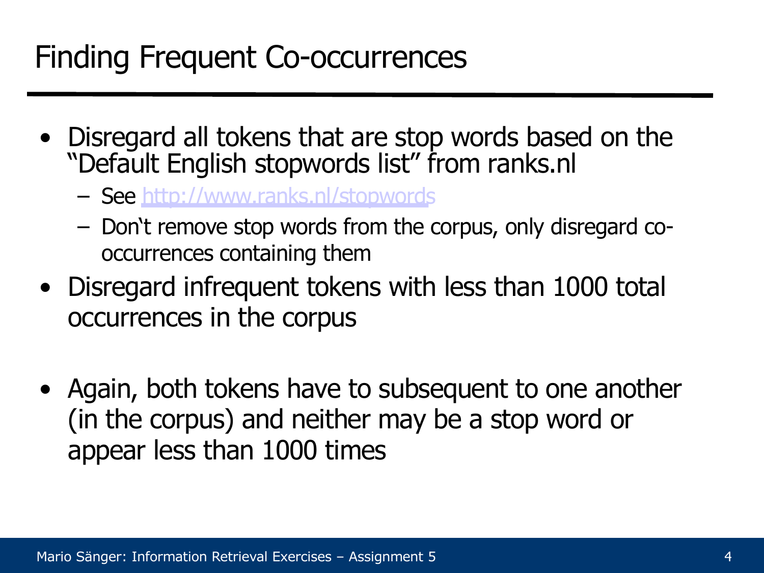# Finding Frequent Co-occurrences

- Disregard all tokens that are stop words based on the "Default English stopwords list" from ranks.nl
  - See http://www.ranks.nl/stopwords
  - Don't remove stop words from the corpus, only disregard co-occurrences containing them
- Disregard infrequent tokens with less than 1000 total occurrences in the corpus
- Again, both tokens have to subsequent to one another (in the corpus) and neither may be a stop word or appear less than 1000 times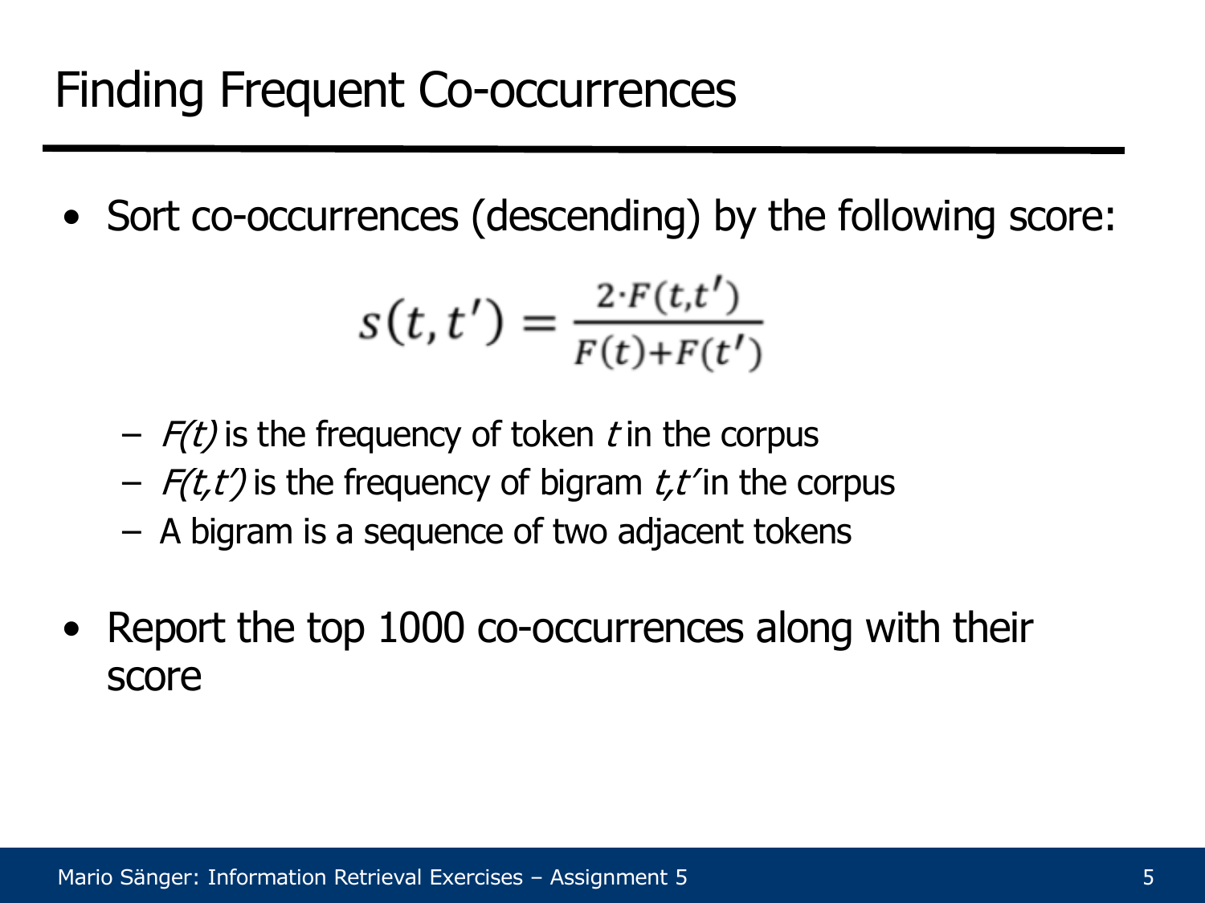# Finding Frequent Co-occurrences

- Sort co-occurrences (descending) by the following score:

$$s(t, t') = \frac{2 \cdot F(t,t')}{F(t)+F(t')}$$

  - *F(t)* is the frequency of token *t* in the corpus
  - *F(t,t')* is the frequency of bigram *t,t'* in the corpus
  - A bigram is a sequence of two adjacent tokens

- Report the top 1000 co-occurrences along with their score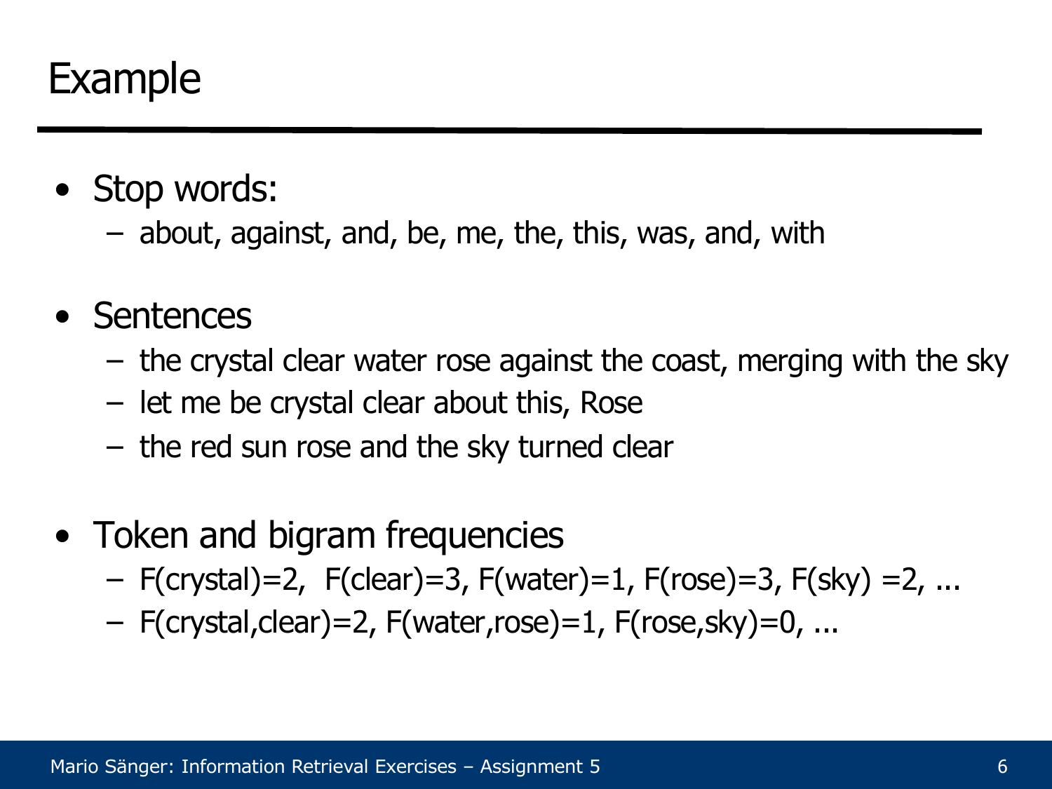# Example

- Stop words:
  - about, against, and, be, me, the, this, was, and, with
- Sentences
  - the crystal clear water rose against the coast, merging with the sky
  - let me be crystal clear about this, Rose
  - the red sun rose and the sky turned clear
- Token and bigram frequencies
  - F(crystal)=2, F(clear)=3, F(water)=1, F(rose)=3, F(sky) =2, ...
  - F(crystal,clear)=2, F(water,rose)=1, F(rose,sky)=0, ...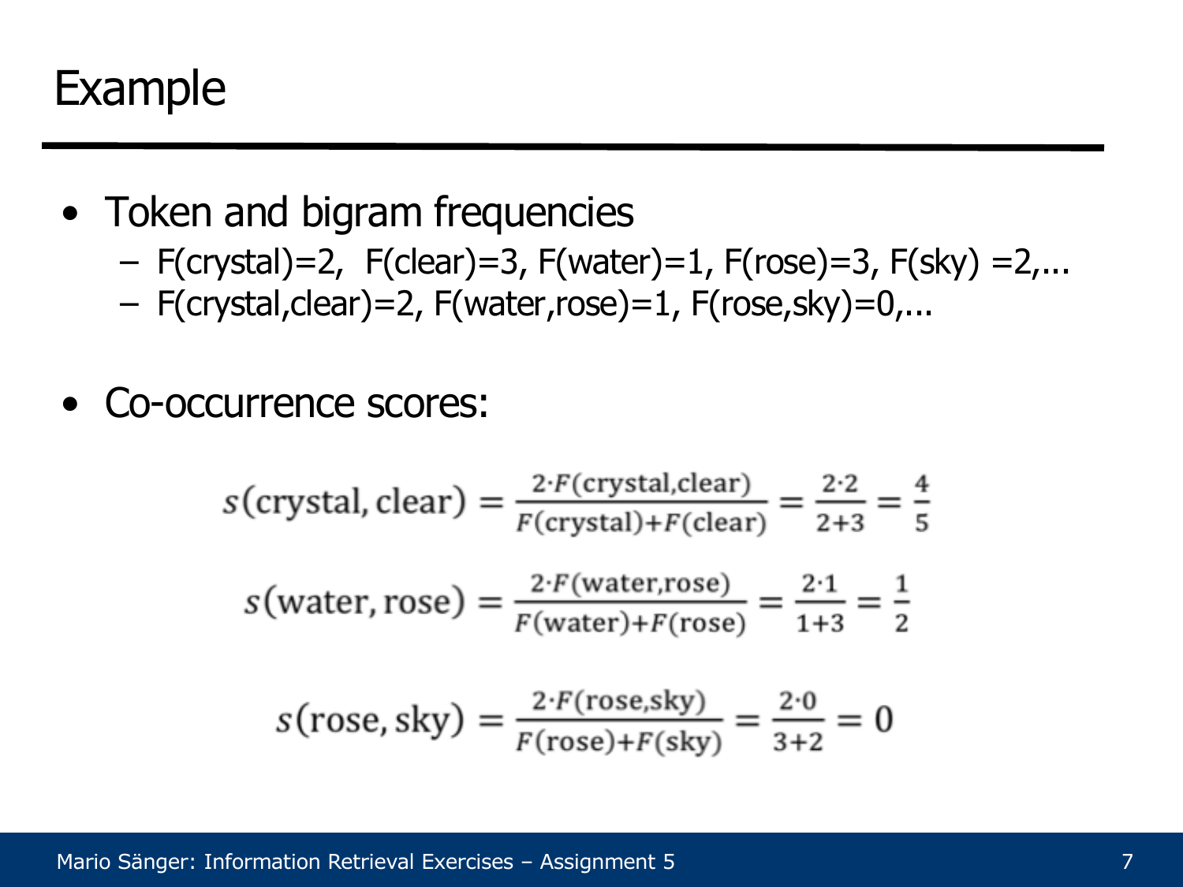# Example

- Token and bigram frequencies
  - F(crystal)=2, F(clear)=3, F(water)=1, F(rose)=3, F(sky) =2,...
  - F(crystal,clear)=2, F(water,rose)=1, F(rose,sky)=0,...

- Co-occurrence scores:

$$s(\text{crystal}, \text{clear}) = \frac{2 \cdot F(\text{crystal,clear})}{F(\text{crystal}) + F(\text{clear})} = \frac{2 \cdot 2}{2+3} = \frac{4}{5}$$

$$s(\text{water}, \text{rose}) = \frac{2 \cdot F(\text{water,rose})}{F(\text{water}) + F(\text{rose})} = \frac{2 \cdot 1}{1+3} = \frac{1}{2}$$

$$s(\text{rose}, \text{sky}) = \frac{2 \cdot F(\text{rose,sky})}{F(\text{rose}) + F(\text{sky})} = \frac{2 \cdot 0}{3+2} = 0$$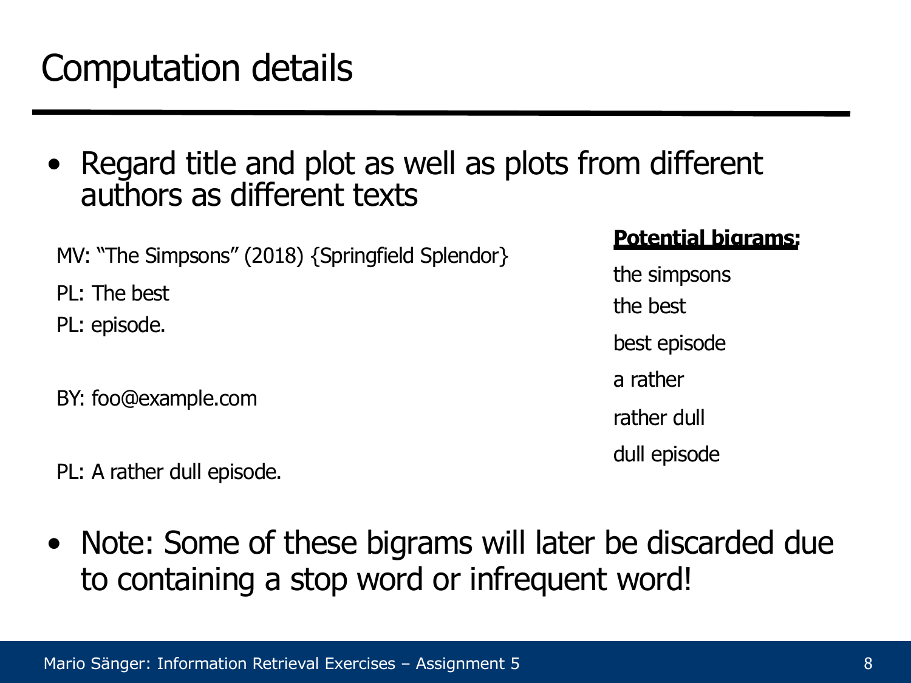# Computation details

- Regard title and plot as well as plots from different authors as different texts

MV: "The Simpsons" (2018) {Springfield Splendor}

PL: The best

PL: episode.

BY: foo@example.com

PL: A rather dull episode.

**Potential bigrams:**

the simpsons

the best

best episode

a rather

rather dull

dull episode

- Note: Some of these bigrams will later be discarded due to containing a stop word or infrequent word!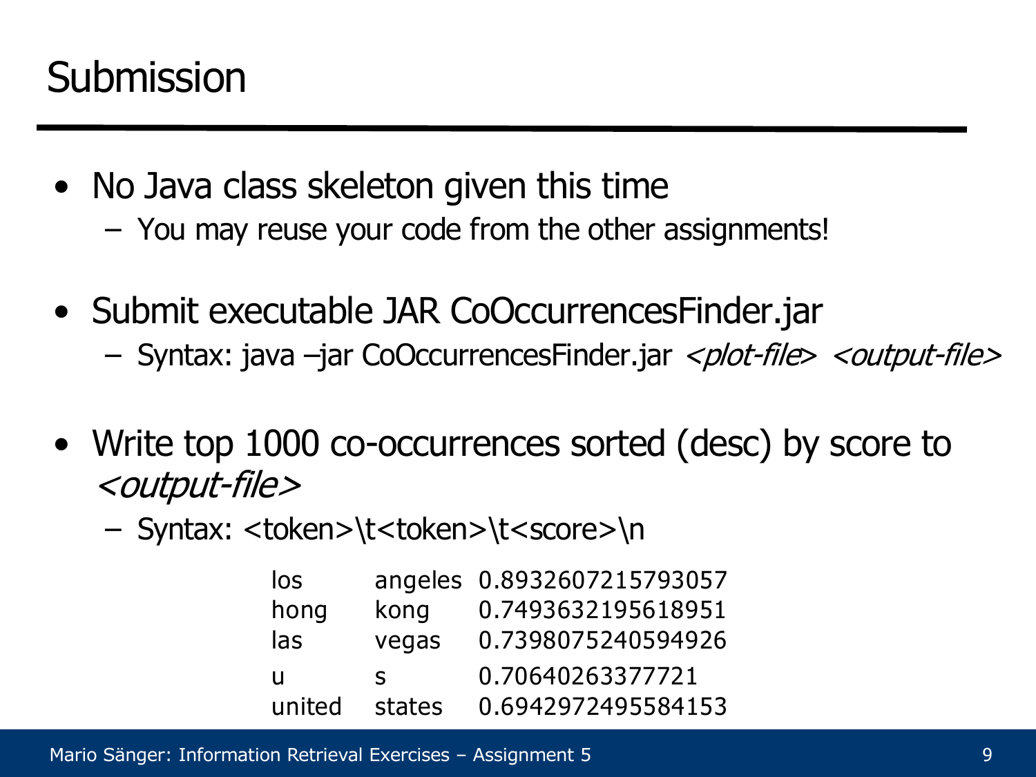# Submission

- No Java class skeleton given this time
  - You may reuse your code from the other assignments!
- Submit executable JAR CoOccurrencesFinder.jar
  - Syntax: java –jar CoOccurrencesFinder.jar *<plot-file>* *<output-file>*
- Write top 1000 co-occurrences sorted (desc) by score to *<output-file>*
  - Syntax: <token>\t<token>\t<score>\n

```
los     angeles 0.8932607215793057
hong    kong    0.7493632195618951
las     vegas   0.7398075240594926
u       s       0.70640263377721
united  states  0.6942972495584153
```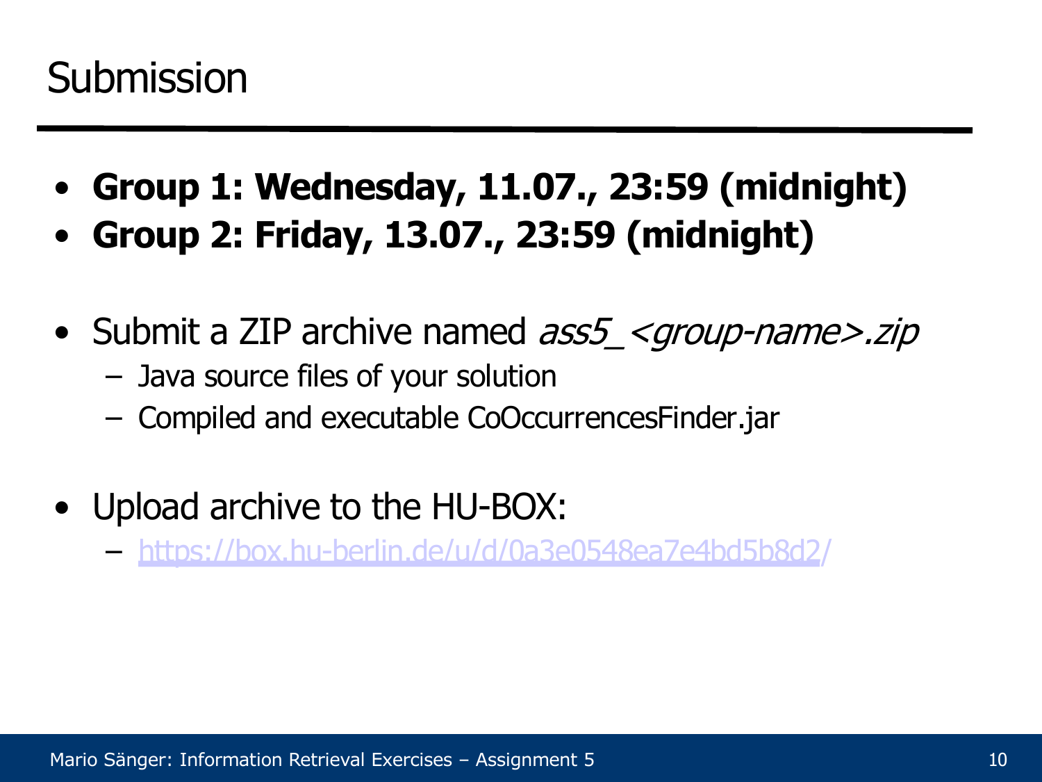# Submission

- **Group 1: Wednesday, 11.07., 23:59 (midnight)**
- **Group 2: Friday, 13.07., 23:59 (midnight)**

- Submit a ZIP archive named *ass5_<group-name>.zip*
  - Java source files of your solution
  - Compiled and executable CoOccurrencesFinder.jar

- Upload archive to the HU-BOX:
  - https://box.hu-berlin.de/u/d/0a3e0548ea7e4bd5b8d2/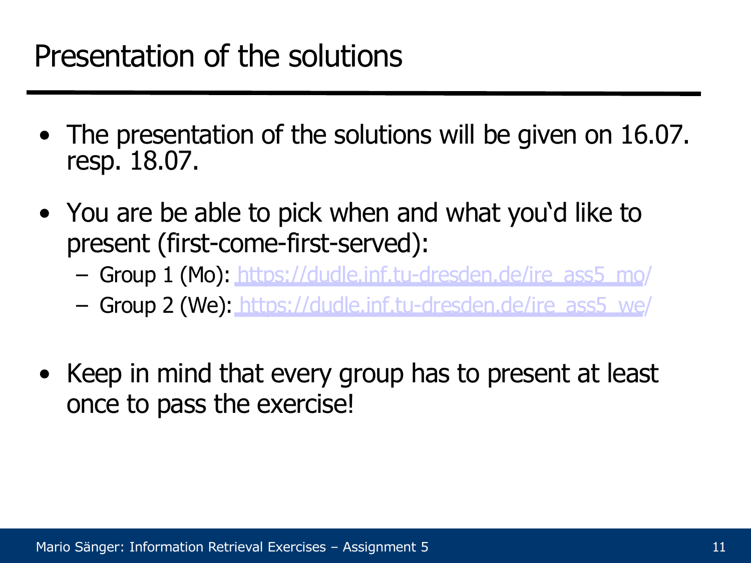# Presentation of the solutions

- The presentation of the solutions will be given on 16.07. resp. 18.07.
- You are be able to pick when and what you‘d like to present (first-come-first-served):
  - Group 1 (Mo): https://dudle.inf.tu-dresden.de/ire_ass5_mo/
  - Group 2 (We): https://dudle.inf.tu-dresden.de/ire_ass5_we/
- Keep in mind that every group has to present at least once to pass the exercise!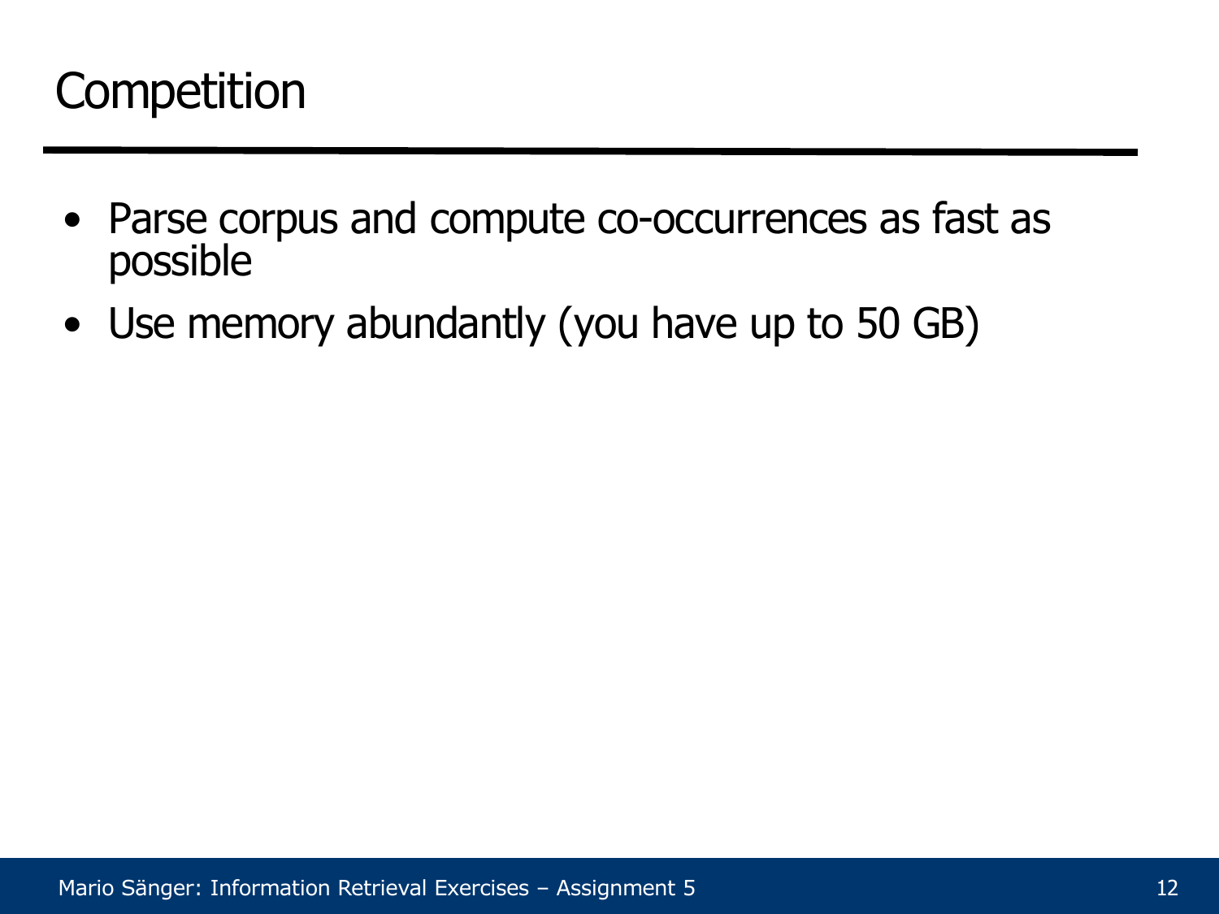# Competition

- Parse corpus and compute co-occurrences as fast as possible
- Use memory abundantly (you have up to 50 GB)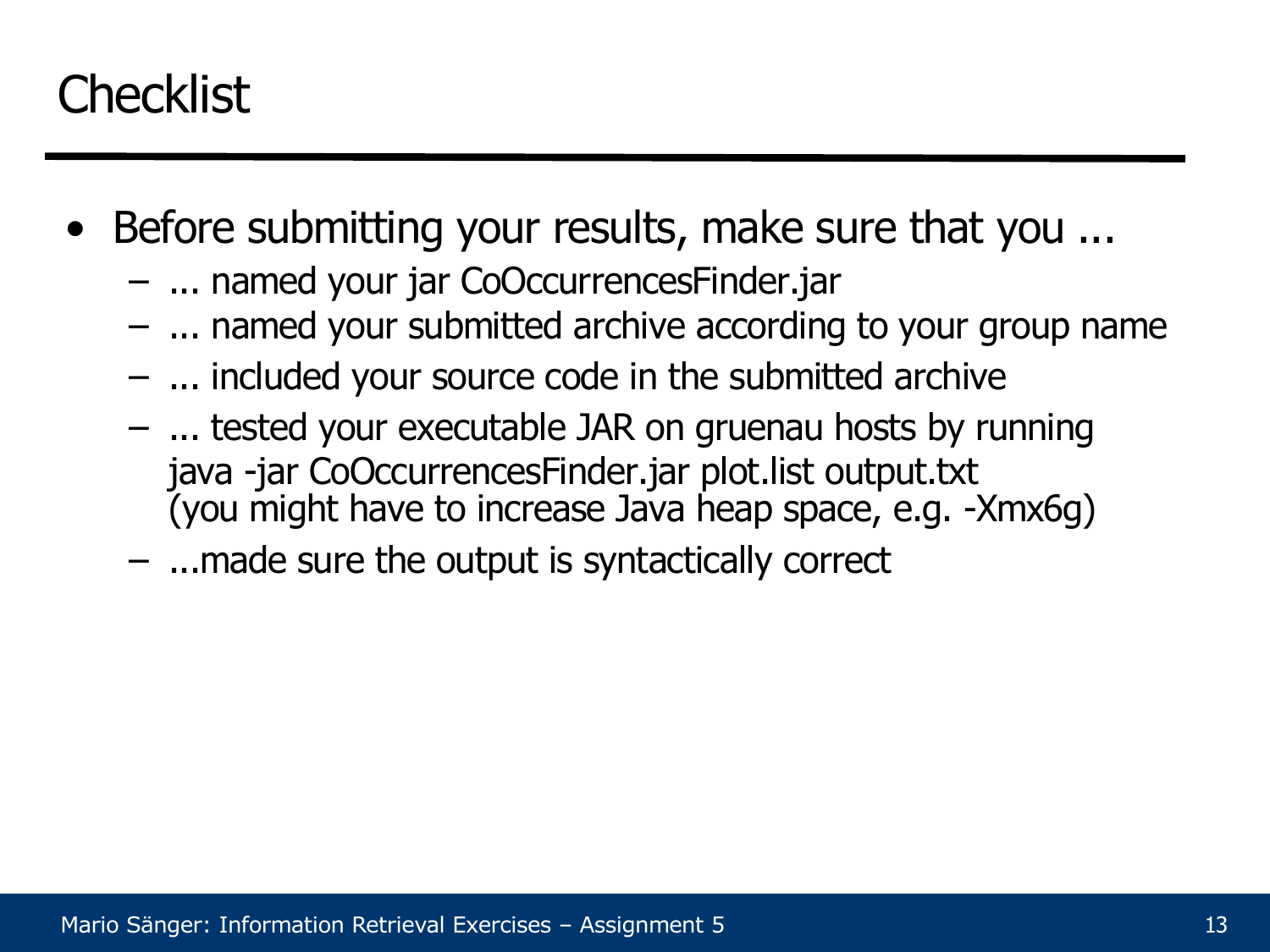# Checklist

- Before submitting your results, make sure that you ...
  - ... named your jar CoOccurrencesFinder.jar
  - ... named your submitted archive according to your group name
  - ... included your source code in the submitted archive
  - ... tested your executable JAR on gruenau hosts by running
    java -jar CoOccurrencesFinder.jar plot.list output.txt
    (you might have to increase Java heap space, e.g. -Xmx6g)
  - ...made sure the output is syntactically correct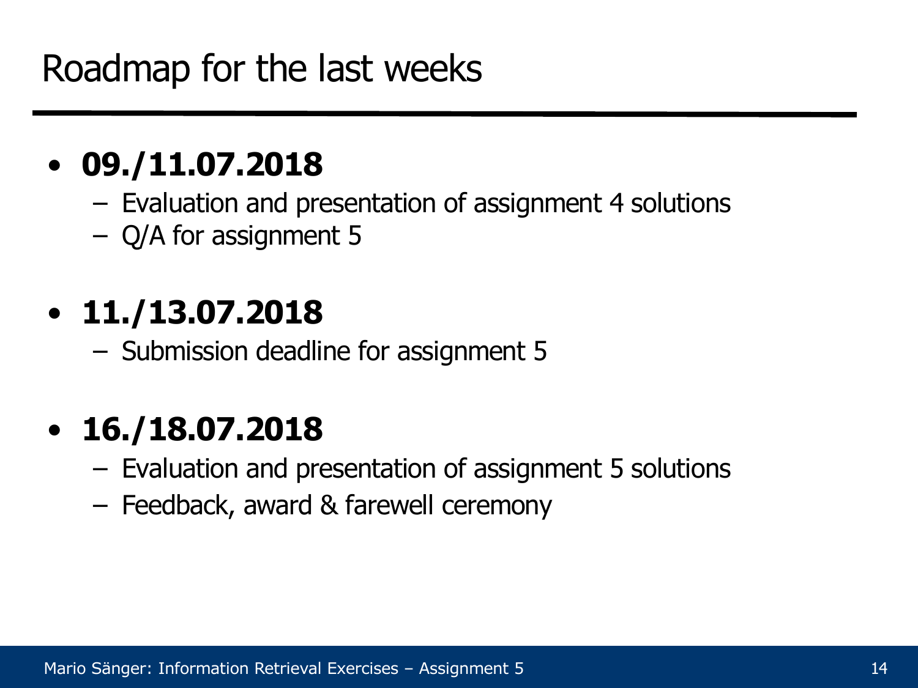# Roadmap for the last weeks

- **09./11.07.2018**
  - Evaluation and presentation of assignment 4 solutions
  - Q/A for assignment 5
- **11./13.07.2018**
  - Submission deadline for assignment 5
- **16./18.07.2018**
  - Evaluation and presentation of assignment 5 solutions
  - Feedback, award & farewell ceremony